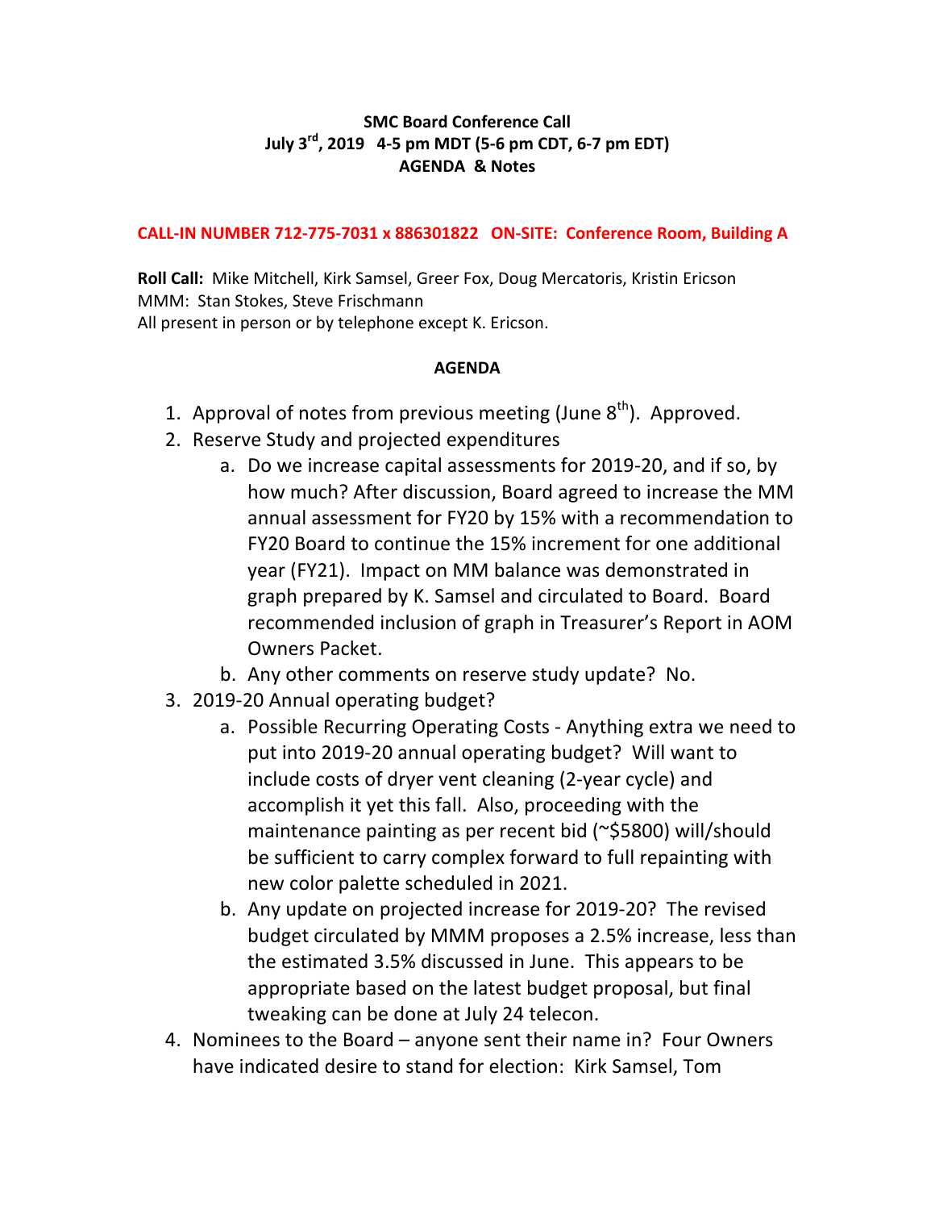**SMC Board Conference Call**
**July 3rd, 2019 4-5 pm MDT (5-6 pm CDT, 6-7 pm EDT)**
**AGENDA & Notes**

**CALL-IN NUMBER 712-775-7031 x 886301822 ON-SITE: Conference Room, Building A**

**Roll Call:** Mike Mitchell, Kirk Samsel, Greer Fox, Doug Mercatoris, Kristin Ericson
MMM: Stan Stokes, Steve Frischmann
All present in person or by telephone except K. Ericson.

**AGENDA**

1. Approval of notes from previous meeting (June 8th). Approved.
2. Reserve Study and projected expenditures
   a. Do we increase capital assessments for 2019-20, and if so, by how much? After discussion, Board agreed to increase the MM annual assessment for FY20 by 15% with a recommendation to FY20 Board to continue the 15% increment for one additional year (FY21). Impact on MM balance was demonstrated in graph prepared by K. Samsel and circulated to Board. Board recommended inclusion of graph in Treasurer's Report in AOM Owners Packet.
   b. Any other comments on reserve study update? No.
3. 2019-20 Annual operating budget?
   a. Possible Recurring Operating Costs - Anything extra we need to put into 2019-20 annual operating budget? Will want to include costs of dryer vent cleaning (2-year cycle) and accomplish it yet this fall. Also, proceeding with the maintenance painting as per recent bid (~$5800) will/should be sufficient to carry complex forward to full repainting with new color palette scheduled in 2021.
   b. Any update on projected increase for 2019-20? The revised budget circulated by MMM proposes a 2.5% increase, less than the estimated 3.5% discussed in June. This appears to be appropriate based on the latest budget proposal, but final tweaking can be done at July 24 telecon.
4. Nominees to the Board – anyone sent their name in? Four Owners have indicated desire to stand for election: Kirk Samsel, Tom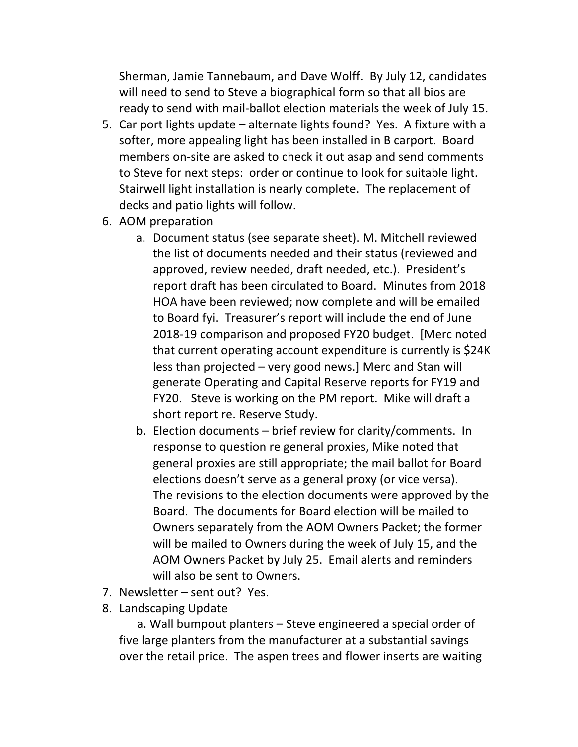Sherman, Jamie Tannebaum, and Dave Wolff. By July 12, candidates will need to send to Steve a biographical form so that all bios are ready to send with mail-ballot election materials the week of July 15.

5. Car port lights update – alternate lights found? Yes. A fixture with a softer, more appealing light has been installed in B carport. Board members on-site are asked to check it out asap and send comments to Steve for next steps: order or continue to look for suitable light. Stairwell light installation is nearly complete. The replacement of decks and patio lights will follow.
6. AOM preparation
   a. Document status (see separate sheet). M. Mitchell reviewed the list of documents needed and their status (reviewed and approved, review needed, draft needed, etc.). President's report draft has been circulated to Board. Minutes from 2018 HOA have been reviewed; now complete and will be emailed to Board fyi. Treasurer's report will include the end of June 2018-19 comparison and proposed FY20 budget. [Merc noted that current operating account expenditure is currently is $24K less than projected – very good news.] Merc and Stan will generate Operating and Capital Reserve reports for FY19 and FY20. Steve is working on the PM report. Mike will draft a short report re. Reserve Study.
   b. Election documents – brief review for clarity/comments. In response to question re general proxies, Mike noted that general proxies are still appropriate; the mail ballot for Board elections doesn't serve as a general proxy (or vice versa). The revisions to the election documents were approved by the Board. The documents for Board election will be mailed to Owners separately from the AOM Owners Packet; the former will be mailed to Owners during the week of July 15, and the AOM Owners Packet by July 25. Email alerts and reminders will also be sent to Owners.
7. Newsletter – sent out? Yes.
8. Landscaping Update
   a. Wall bumpout planters – Steve engineered a special order of five large planters from the manufacturer at a substantial savings over the retail price. The aspen trees and flower inserts are waiting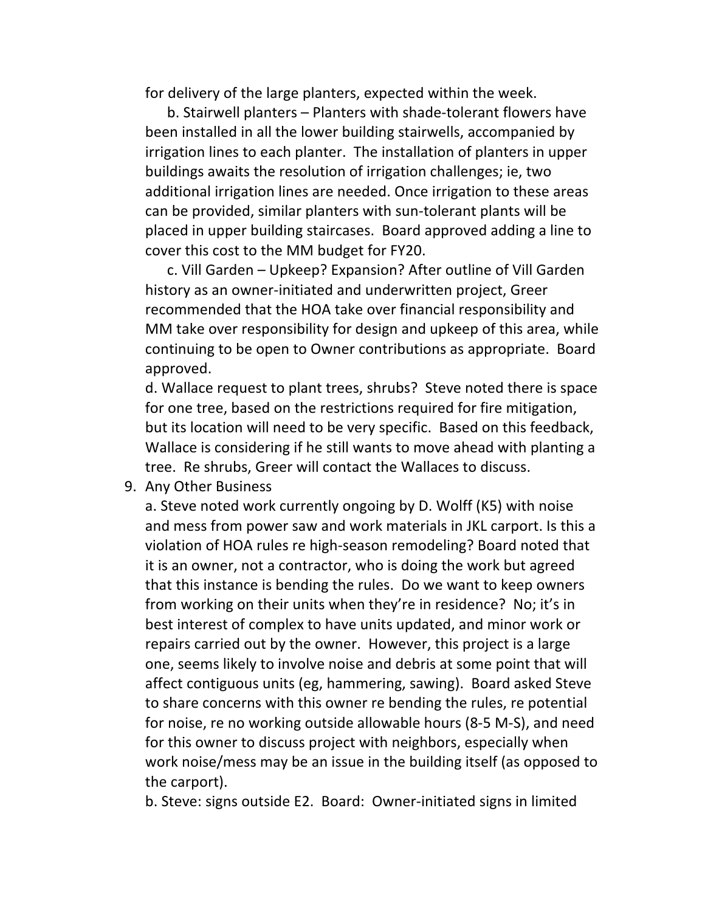for delivery of the large planters, expected within the week.

b. Stairwell planters – Planters with shade-tolerant flowers have been installed in all the lower building stairwells, accompanied by irrigation lines to each planter. The installation of planters in upper buildings awaits the resolution of irrigation challenges; ie, two additional irrigation lines are needed. Once irrigation to these areas can be provided, similar planters with sun-tolerant plants will be placed in upper building staircases. Board approved adding a line to cover this cost to the MM budget for FY20.

c. Vill Garden – Upkeep? Expansion? After outline of Vill Garden history as an owner-initiated and underwritten project, Greer recommended that the HOA take over financial responsibility and MM take over responsibility for design and upkeep of this area, while continuing to be open to Owner contributions as appropriate. Board approved.

d. Wallace request to plant trees, shrubs? Steve noted there is space for one tree, based on the restrictions required for fire mitigation, but its location will need to be very specific. Based on this feedback, Wallace is considering if he still wants to move ahead with planting a tree. Re shrubs, Greer will contact the Wallaces to discuss.

9. Any Other Business

a. Steve noted work currently ongoing by D. Wolff (K5) with noise and mess from power saw and work materials in JKL carport. Is this a violation of HOA rules re high-season remodeling? Board noted that it is an owner, not a contractor, who is doing the work but agreed that this instance is bending the rules. Do we want to keep owners from working on their units when they're in residence? No; it's in best interest of complex to have units updated, and minor work or repairs carried out by the owner. However, this project is a large one, seems likely to involve noise and debris at some point that will affect contiguous units (eg, hammering, sawing). Board asked Steve to share concerns with this owner re bending the rules, re potential for noise, re no working outside allowable hours (8-5 M-S), and need for this owner to discuss project with neighbors, especially when work noise/mess may be an issue in the building itself (as opposed to the carport).

b. Steve: signs outside E2. Board: Owner-initiated signs in limited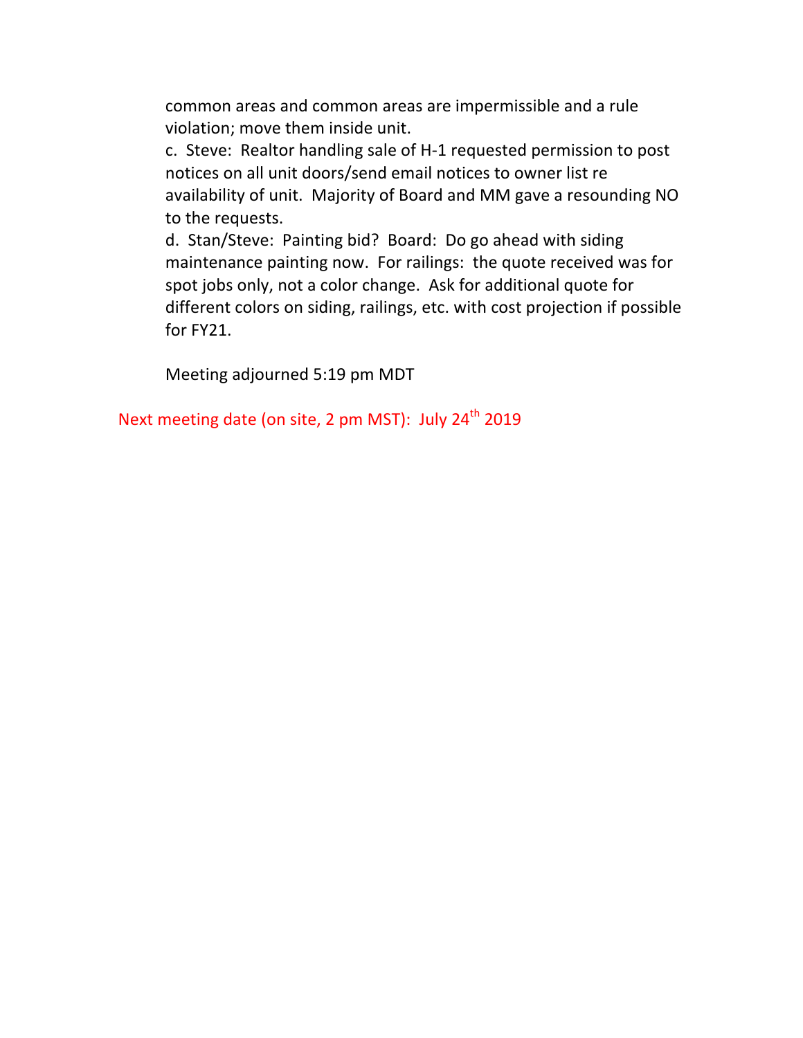common areas and common areas are impermissible and a rule violation; move them inside unit.

c. Steve: Realtor handling sale of H-1 requested permission to post notices on all unit doors/send email notices to owner list re availability of unit. Majority of Board and MM gave a resounding NO to the requests.

d. Stan/Steve: Painting bid? Board: Do go ahead with siding maintenance painting now. For railings: the quote received was for spot jobs only, not a color change. Ask for additional quote for different colors on siding, railings, etc. with cost projection if possible for FY21.

Meeting adjourned 5:19 pm MDT

Next meeting date (on site, 2 pm MST): July 24th 2019